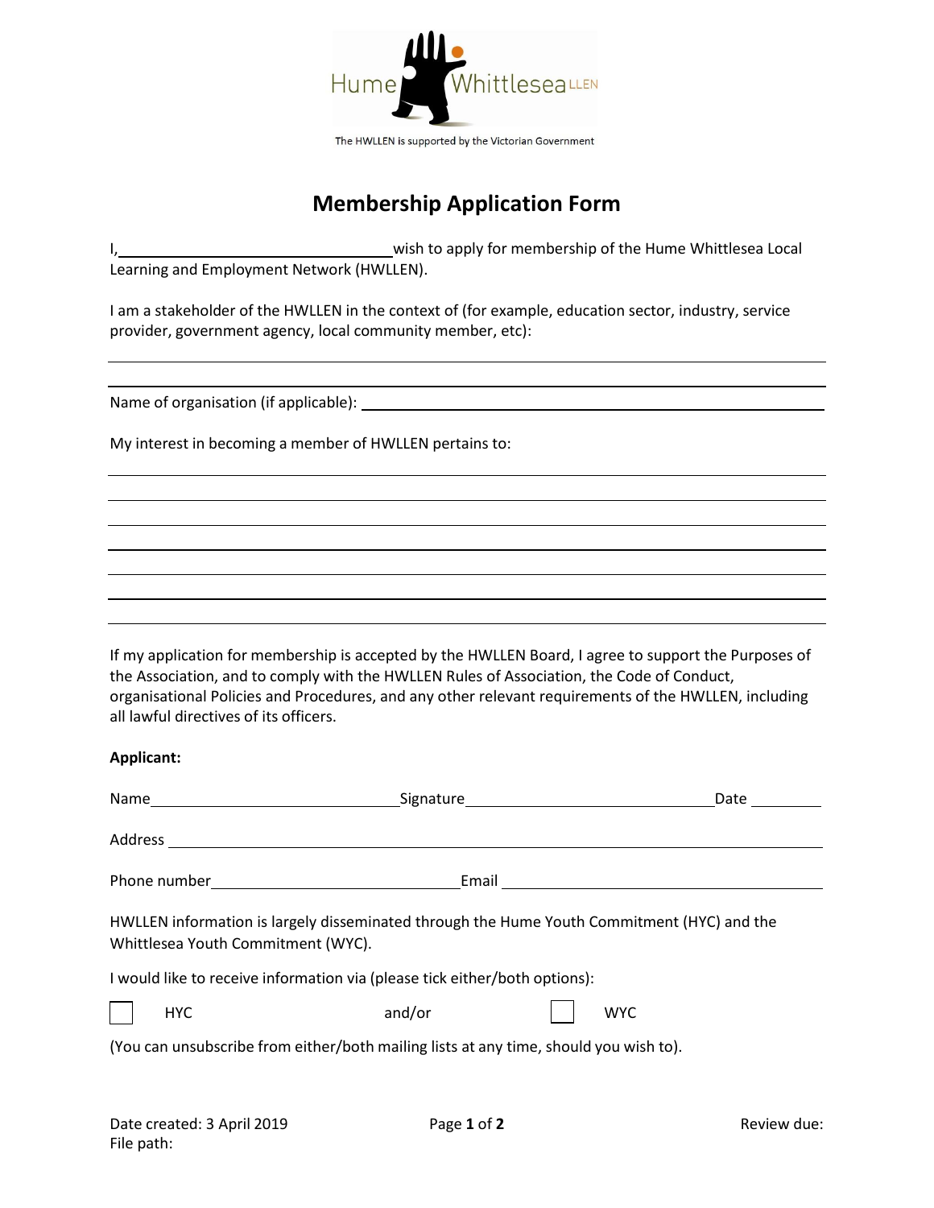Hume Whittlesea LLEN

The HWLLEN is supported by the Victorian Government

# Membership Application Form

I, ______________________________ wish to apply for membership of the Hume Whittlesea Local Learning and Employment Network (HWLLEN).

I am a stakeholder of the HWLLEN in the context of (for example, education sector, industry, service provider, government agency, local community member, etc):

______________________________________________________________________________

______________________________________________________________________________

Name of organisation (if applicable): ______________________________________________

My interest in becoming a member of HWLLEN pertains to:

______________________________________________________________________________

______________________________________________________________________________

______________________________________________________________________________

______________________________________________________________________________

______________________________________________________________________________

______________________________________________________________________________

______________________________________________________________________________

If my application for membership is accepted by the HWLLEN Board, I agree to support the Purposes of the Association, and to comply with the HWLLEN Rules of Association, the Code of Conduct, organisational Policies and Procedures, and any other relevant requirements of the HWLLEN, including all lawful directives of its officers.

**Applicant:**

Name ____________________________ Signature ____________________________ Date __________

Address ______________________________________________________________________

Phone number ____________________________ Email ____________________________________

HWLLEN information is largely disseminated through the Hume Youth Commitment (HYC) and the Whittlesea Youth Commitment (WYC).

I would like to receive information via (please tick either/both options):

☐ HYC and/or ☐ WYC

(You can unsubscribe from either/both mailing lists at any time, should you wish to).

Date created: 3 April 2019

File path:

Review due: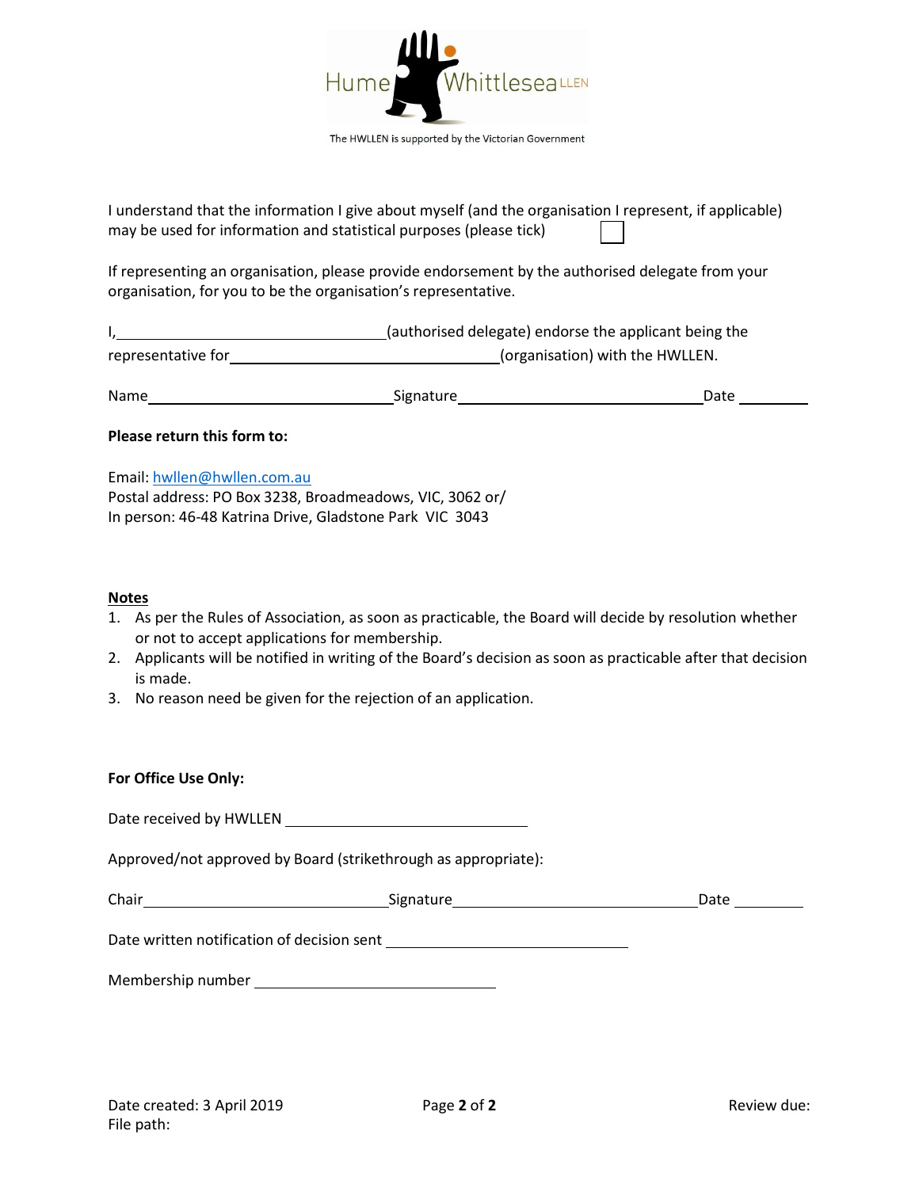I understand that the information I give about myself (and the organisation I represent, if applicable) may be used for information and statistical purposes (please tick) ☐

If representing an organisation, please provide endorsement by the authorised delegate from your organisation, for you to be the organisation's representative.

I,\_\_\_\_\_\_\_\_\_\_\_\_\_\_\_\_\_\_\_\_\_\_\_\_\_\_\_\_\_\_(authorised delegate) endorse the applicant being the representative for\_\_\_\_\_\_\_\_\_\_\_\_\_\_\_\_\_\_\_\_\_\_\_\_\_\_\_\_\_\_(organisation) with the HWLLEN.

Name\_\_\_\_\_\_\_\_\_\_\_\_\_\_\_\_\_\_\_\_\_\_\_\_\_\_\_\_\_\_ Signature\_\_\_\_\_\_\_\_\_\_\_\_\_\_\_\_\_\_\_\_\_\_\_\_\_\_\_\_\_\_ Date \_\_\_\_\_\_\_\_

**Please return this form to:**

Email: hwllen@hwllen.com.au
Postal address: PO Box 3238, Broadmeadows, VIC, 3062 or/
In person: 46-48 Katrina Drive, Gladstone Park VIC 3043

**Notes**

1. As per the Rules of Association, as soon as practicable, the Board will decide by resolution whether or not to accept applications for membership.
2. Applicants will be notified in writing of the Board's decision as soon as practicable after that decision is made.
3. No reason need be given for the rejection of an application.

**For Office Use Only:**

Date received by HWLLEN \_\_\_\_\_\_\_\_\_\_\_\_\_\_\_\_\_\_\_\_\_\_\_\_\_\_\_\_\_\_

Approved/not approved by Board (strikethrough as appropriate):

Chair\_\_\_\_\_\_\_\_\_\_\_\_\_\_\_\_\_\_\_\_\_\_\_\_\_\_\_\_\_\_ Signature\_\_\_\_\_\_\_\_\_\_\_\_\_\_\_\_\_\_\_\_\_\_\_\_\_\_\_\_\_\_ Date \_\_\_\_\_\_\_\_

Date written notification of decision sent \_\_\_\_\_\_\_\_\_\_\_\_\_\_\_\_\_\_\_\_\_\_\_\_\_\_\_\_\_\_

Membership number \_\_\_\_\_\_\_\_\_\_\_\_\_\_\_\_\_\_\_\_\_\_\_\_\_\_\_\_\_\_

Date created: 3 April 2019 Review due:
File path: